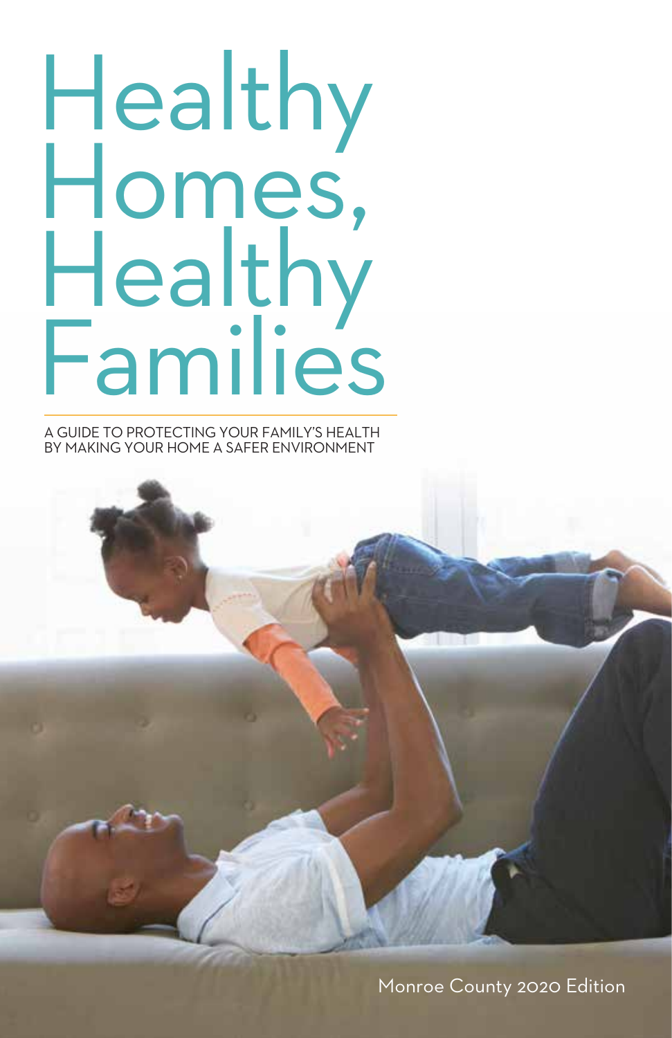# Healthy Homes, Healthy Families

A GUIDE TO PROTECTING YOUR FAMILY'S HEALTH BY MAKING YOUR HOME A SAFER ENVIRONMENT

Monroe County 2020 Edition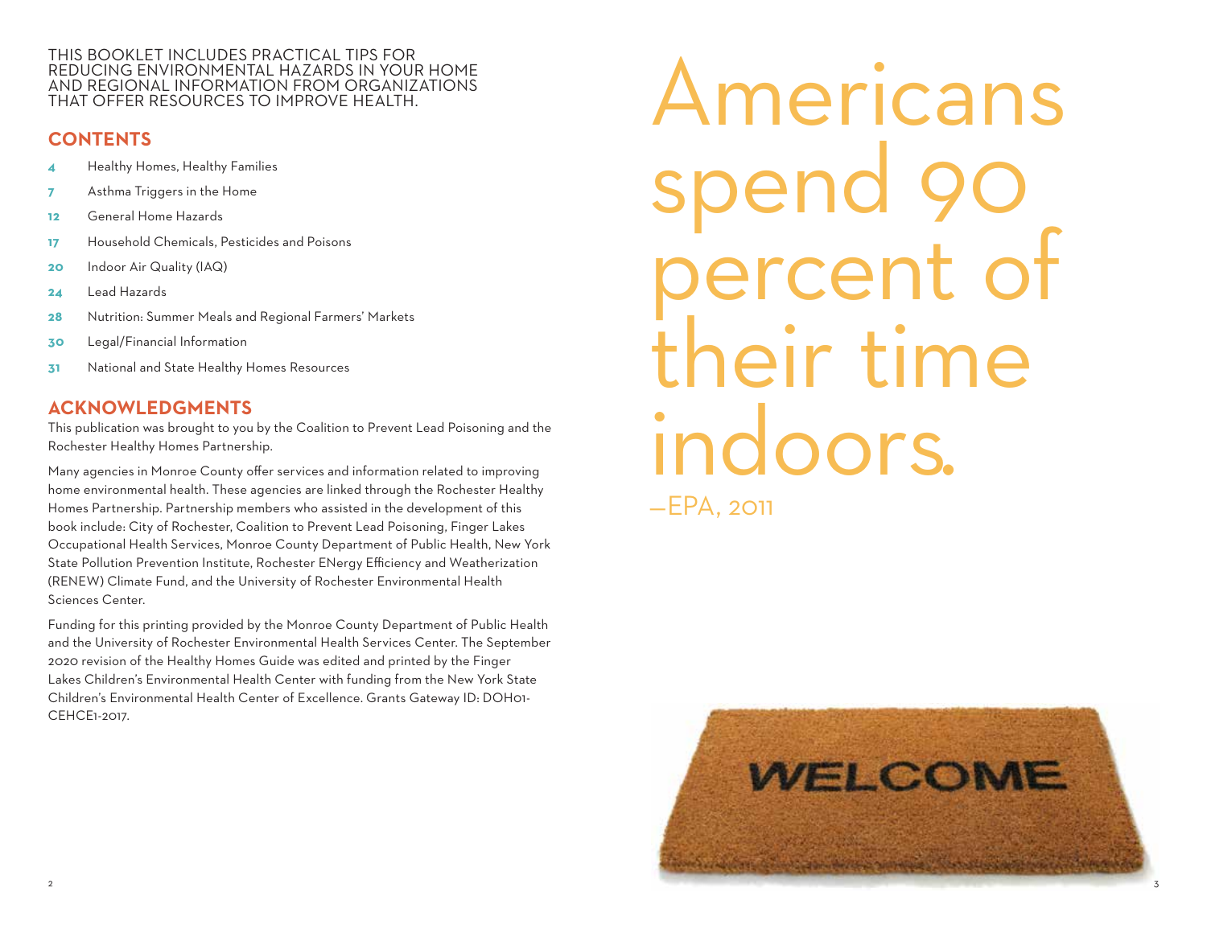THIS BOOKLET INCLUDES PRACTICAL TIPS FOR REDUCING ENVIRONMENTAL HAZARDS IN YOUR HOME AND REGIONAL INFORMATION FROM ORGANIZATIONS THAT OFFER RESOURCES TO IMPROVE HEALTH.

## CONTENTS

- **4** Healthy Homes, Healthy Families
- **7** Asthma Triggers in the Home
- **12** General Home Hazards
- **17** Household Chemicals, Pesticides and Poisons
- **20** Indoor Air Quality (IAQ)
- **24** Lead Hazards
- **28** Nutrition: Summer Meals and Regional Farmers' Markets
- **30** Legal/Financial Information
- **31** National and State Healthy Homes Resources

## ACKNOWLEDGMENTS

This publication was brought to you by the Coalition to Prevent Lead Poisoning and the Rochester Healthy Homes Partnership.

Many agencies in Monroe County offer services and information related to improving home environmental health. These agencies are linked through the Rochester Healthy Homes Partnership. Partnership members who assisted in the development of this book include: City of Rochester, Coalition to Prevent Lead Poisoning, Finger Lakes Occupational Health Services, Monroe County Department of Public Health, New York State Pollution Prevention Institute, Rochester ENergy Efficiency and Weatherization (RENEW) Climate Fund, and the University of Rochester Environmental Health Sciences Center.

Funding for this printing provided by the Monroe County Department of Public Health and the University of Rochester Environmental Health Services Center. The September 2020 revision of the Healthy Homes Guide was edited and printed by the Finger Lakes Children's Environmental Health Center with funding from the New York State Children's Environmental Health Center of Excellence. Grants Gateway ID: DOH01-CEHCE1-2017.

# Americans spend 90 percent of their time indoors.

—EPA, 2011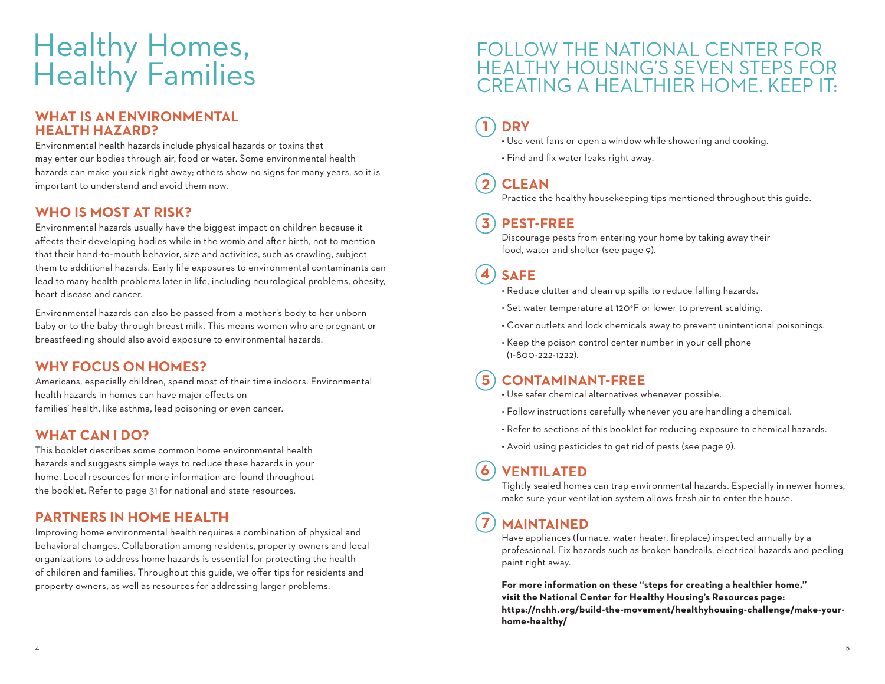# Healthy Homes, Healthy Families

## WHAT IS AN ENVIRONMENTAL HEALTH HAZARD?

Environmental health hazards include physical hazards or toxins that may enter our bodies through air, food or water. Some environmental health hazards can make you sick right away; others show no signs for many years, so it is important to understand and avoid them now.

## WHO IS MOST AT RISK?

Environmental hazards usually have the biggest impact on children because it affects their developing bodies while in the womb and after birth, not to mention that their hand-to-mouth behavior, size and activities, such as crawling, subject them to additional hazards. Early life exposures to environmental contaminants can lead to many health problems later in life, including neurological problems, obesity, heart disease and cancer.

Environmental hazards can also be passed from a mother's body to her unborn baby or to the baby through breast milk. This means women who are pregnant or breastfeeding should also avoid exposure to environmental hazards.

## WHY FOCUS ON HOMES?

Americans, especially children, spend most of their time indoors. Environmental health hazards in homes can have major effects on families' health, like asthma, lead poisoning or even cancer.

## WHAT CAN I DO?

This booklet describes some common home environmental health hazards and suggests simple ways to reduce these hazards in your home. Local resources for more information are found throughout the booklet. Refer to page 31 for national and state resources.

## PARTNERS IN HOME HEALTH

Improving home environmental health requires a combination of physical and behavioral changes. Collaboration among residents, property owners and local organizations to address home hazards is essential for protecting the health of children and families. Throughout this guide, we offer tips for residents and property owners, as well as resources for addressing larger problems.

# FOLLOW THE NATIONAL CENTER FOR HEALTHY HOUSING'S SEVEN STEPS FOR CREATING A HEALTHIER HOME. KEEP IT:

### 1 DRY

- Use vent fans or open a window while showering and cooking.
- Find and fix water leaks right away.

### 2 CLEAN

Practice the healthy housekeeping tips mentioned throughout this guide.

### 3 PEST-FREE

Discourage pests from entering your home by taking away their food, water and shelter (see page 9).

### 4 SAFE

- Reduce clutter and clean up spills to reduce falling hazards.
- Set water temperature at 120°F or lower to prevent scalding.
- Cover outlets and lock chemicals away to prevent unintentional poisonings.
- Keep the poison control center number in your cell phone (1-800-222-1222).

### 5 CONTAMINANT-FREE

- Use safer chemical alternatives whenever possible.
- Follow instructions carefully whenever you are handling a chemical.
- Refer to sections of this booklet for reducing exposure to chemical hazards.
- Avoid using pesticides to get rid of pests (see page 9).

### 6 VENTILATED

Tightly sealed homes can trap environmental hazards. Especially in newer homes, make sure your ventilation system allows fresh air to enter the house.

### 7 MAINTAINED

Have appliances (furnace, water heater, fireplace) inspected annually by a professional. Fix hazards such as broken handrails, electrical hazards and peeling paint right away.

**For more information on these "steps for creating a healthier home," visit the National Center for Healthy Housing's Resources page: https://nchh.org/build-the-movement/healthyhousing-challenge/make-your-home-healthy/**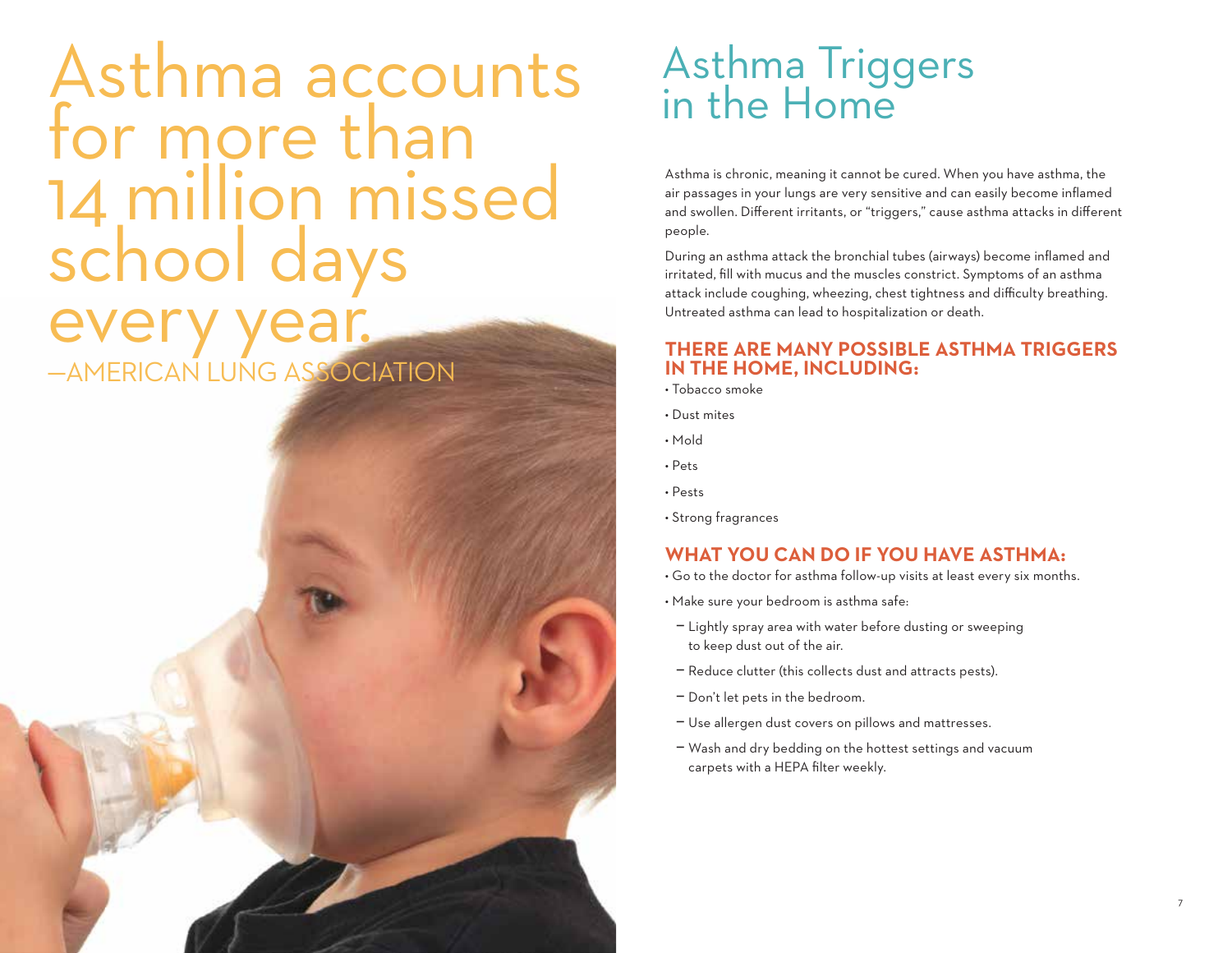# Asthma accounts for more than 14 million missed school days every year.

—AMERICAN LUNG ASSOCIATION

# Asthma Triggers in the Home

Asthma is chronic, meaning it cannot be cured. When you have asthma, the air passages in your lungs are very sensitive and can easily become inflamed and swollen. Different irritants, or "triggers," cause asthma attacks in different people.

During an asthma attack the bronchial tubes (airways) become inflamed and irritated, fill with mucus and the muscles constrict. Symptoms of an asthma attack include coughing, wheezing, chest tightness and difficulty breathing. Untreated asthma can lead to hospitalization or death.

## THERE ARE MANY POSSIBLE ASTHMA TRIGGERS IN THE HOME, INCLUDING:

- Tobacco smoke
- Dust mites
- Mold
- Pets
- Pests
- Strong fragrances

## WHAT YOU CAN DO IF YOU HAVE ASTHMA:

- Go to the doctor for asthma follow-up visits at least every six months.
- Make sure your bedroom is asthma safe:
  - Lightly spray area with water before dusting or sweeping to keep dust out of the air.
  - Reduce clutter (this collects dust and attracts pests).
  - Don't let pets in the bedroom.
  - Use allergen dust covers on pillows and mattresses.
  - Wash and dry bedding on the hottest settings and vacuum carpets with a HEPA filter weekly.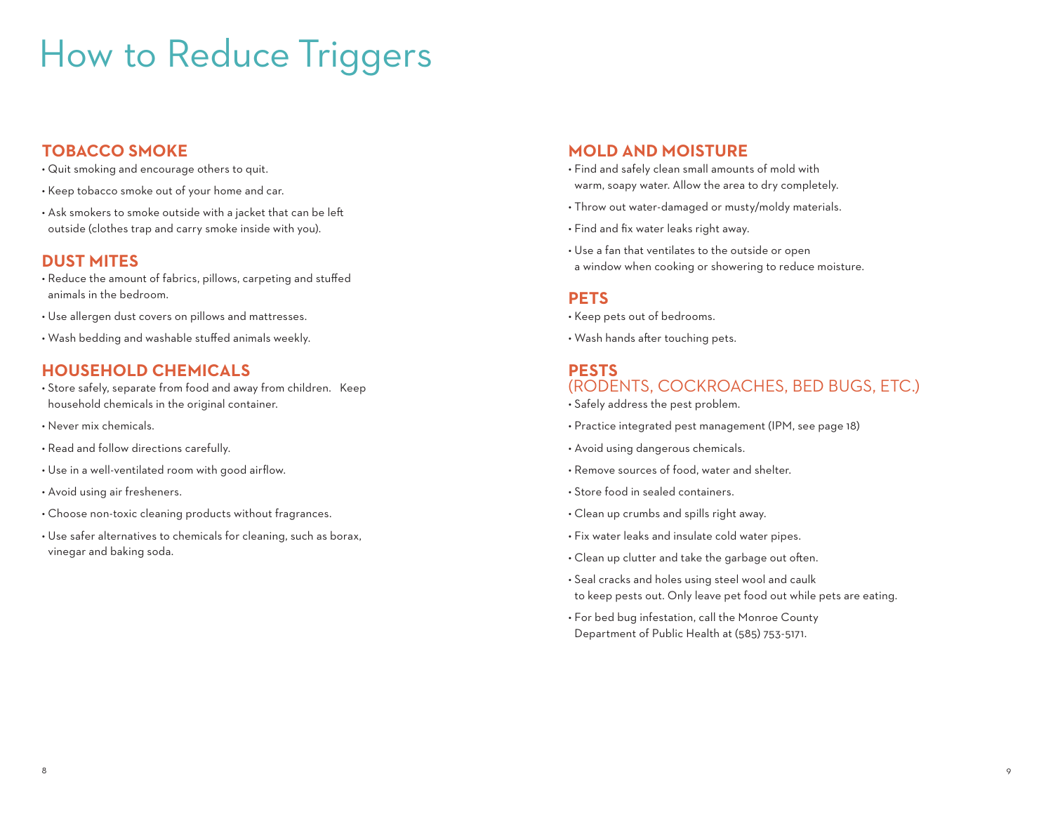# How to Reduce Triggers

## TOBACCO SMOKE

- Quit smoking and encourage others to quit.
- Keep tobacco smoke out of your home and car.
- Ask smokers to smoke outside with a jacket that can be left outside (clothes trap and carry smoke inside with you).

## DUST MITES

- Reduce the amount of fabrics, pillows, carpeting and stuffed animals in the bedroom.
- Use allergen dust covers on pillows and mattresses.
- Wash bedding and washable stuffed animals weekly.

## HOUSEHOLD CHEMICALS

- Store safely, separate from food and away from children. Keep household chemicals in the original container.
- Never mix chemicals.
- Read and follow directions carefully.
- Use in a well-ventilated room with good airflow.
- Avoid using air fresheners.
- Choose non-toxic cleaning products without fragrances.
- Use safer alternatives to chemicals for cleaning, such as borax, vinegar and baking soda.

## MOLD AND MOISTURE

- Find and safely clean small amounts of mold with warm, soapy water. Allow the area to dry completely.
- Throw out water-damaged or musty/moldy materials.
- Find and fix water leaks right away.
- Use a fan that ventilates to the outside or open a window when cooking or showering to reduce moisture.

## PETS

- Keep pets out of bedrooms.
- Wash hands after touching pets.

## PESTS (RODENTS, COCKROACHES, BED BUGS, ETC.)

- Safely address the pest problem.
- Practice integrated pest management (IPM, see page 18)
- Avoid using dangerous chemicals.
- Remove sources of food, water and shelter.
- Store food in sealed containers.
- Clean up crumbs and spills right away.
- Fix water leaks and insulate cold water pipes.
- Clean up clutter and take the garbage out often.
- Seal cracks and holes using steel wool and caulk to keep pests out. Only leave pet food out while pets are eating.
- For bed bug infestation, call the Monroe County Department of Public Health at (585) 753-5171.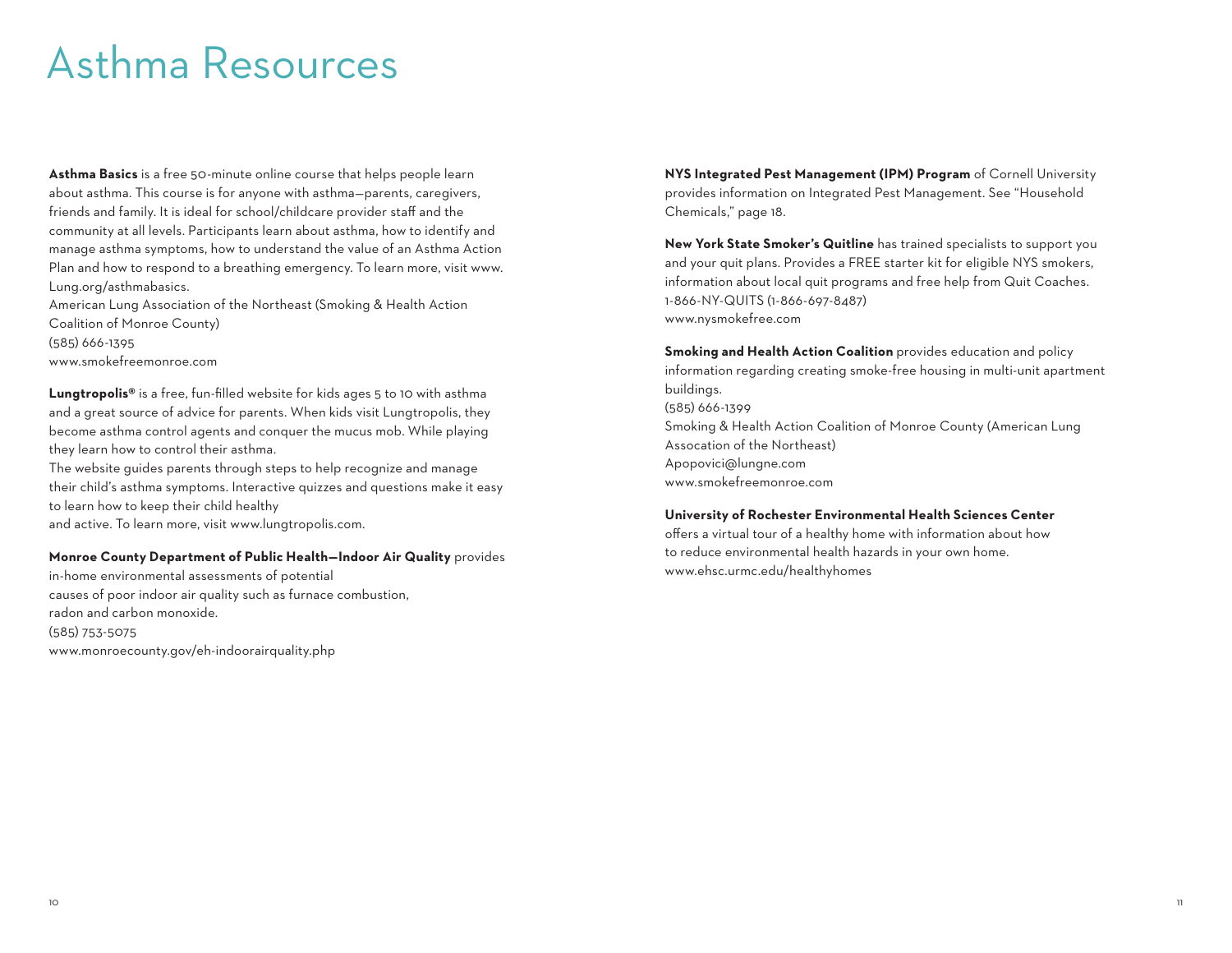# Asthma Resources

**Asthma Basics** is a free 50-minute online course that helps people learn about asthma. This course is for anyone with asthma—parents, caregivers, friends and family. It is ideal for school/childcare provider staff and the community at all levels. Participants learn about asthma, how to identify and manage asthma symptoms, how to understand the value of an Asthma Action Plan and how to respond to a breathing emergency. To learn more, visit www.Lung.org/asthmabasics.
American Lung Association of the Northeast (Smoking & Health Action Coalition of Monroe County)
(585) 666-1395
www.smokefreemonroe.com

**Lungtropolis®** is a free, fun-filled website for kids ages 5 to 10 with asthma and a great source of advice for parents. When kids visit Lungtropolis, they become asthma control agents and conquer the mucus mob. While playing they learn how to control their asthma.
The website guides parents through steps to help recognize and manage their child's asthma symptoms. Interactive quizzes and questions make it easy to learn how to keep their child healthy and active. To learn more, visit www.lungtropolis.com.

**Monroe County Department of Public Health—Indoor Air Quality** provides in-home environmental assessments of potential causes of poor indoor air quality such as furnace combustion, radon and carbon monoxide.
(585) 753-5075
www.monroecounty.gov/eh-indoorairquality.php

**NYS Integrated Pest Management (IPM) Program** of Cornell University provides information on Integrated Pest Management. See "Household Chemicals," page 18.

**New York State Smoker's Quitline** has trained specialists to support you and your quit plans. Provides a FREE starter kit for eligible NYS smokers, information about local quit programs and free help from Quit Coaches.
1-866-NY-QUITS (1-866-697-8487)
www.nysmokefree.com

**Smoking and Health Action Coalition** provides education and policy information regarding creating smoke-free housing in multi-unit apartment buildings.
(585) 666-1399
Smoking & Health Action Coalition of Monroe County (American Lung Assocation of the Northeast)
Apopovici@lungne.com
www.smokefreemonroe.com

**University of Rochester Environmental Health Sciences Center** offers a virtual tour of a healthy home with information about how to reduce environmental health hazards in your own home.
www.ehsc.urmc.edu/healthyhomes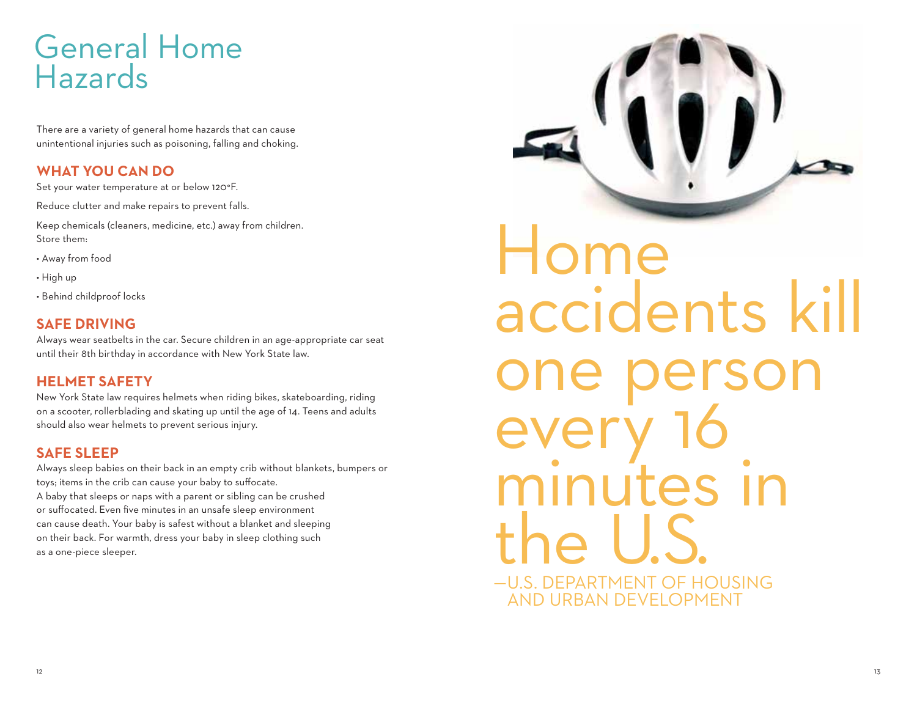# General Home Hazards

There are a variety of general home hazards that can cause unintentional injuries such as poisoning, falling and choking.

### WHAT YOU CAN DO

Set your water temperature at or below 120°F.

Reduce clutter and make repairs to prevent falls.

Keep chemicals (cleaners, medicine, etc.) away from children. Store them:

- Away from food
- High up
- Behind childproof locks

### SAFE DRIVING

Always wear seatbelts in the car. Secure children in an age-appropriate car seat until their 8th birthday in accordance with New York State law.

### HELMET SAFETY

New York State law requires helmets when riding bikes, skateboarding, riding on a scooter, rollerblading and skating up until the age of 14. Teens and adults should also wear helmets to prevent serious injury.

### SAFE SLEEP

Always sleep babies on their back in an empty crib without blankets, bumpers or toys; items in the crib can cause your baby to suffocate. A baby that sleeps or naps with a parent or sibling can be crushed or suffocated. Even five minutes in an unsafe sleep environment can cause death. Your baby is safest without a blanket and sleeping on their back. For warmth, dress your baby in sleep clothing such as a one-piece sleeper.

> Home accidents kill one person every 16 minutes in the U.S.
>
> —U.S. DEPARTMENT OF HOUSING AND URBAN DEVELOPMENT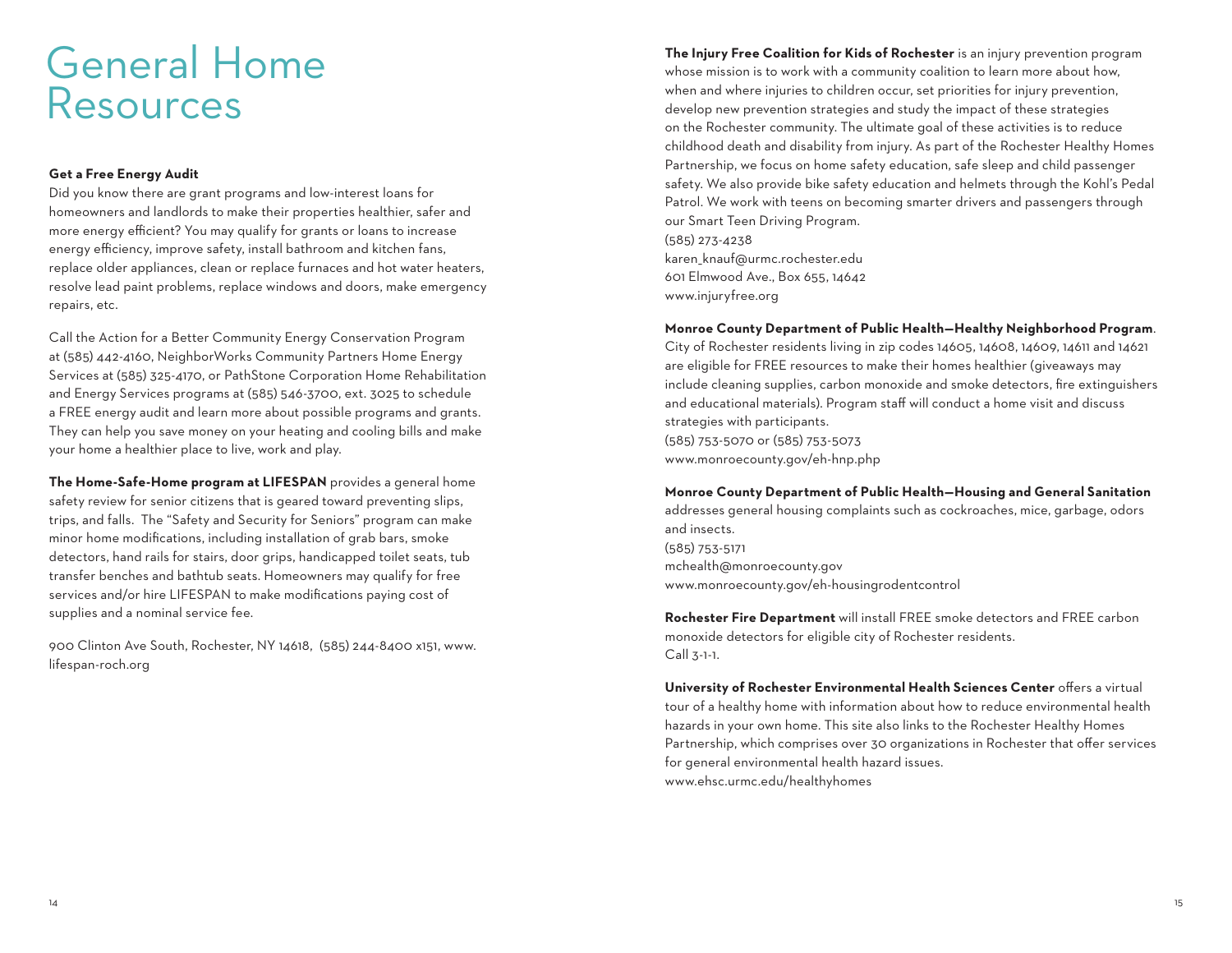# General Home Resources

**Get a Free Energy Audit**

Did you know there are grant programs and low-interest loans for homeowners and landlords to make their properties healthier, safer and more energy efficient? You may qualify for grants or loans to increase energy efficiency, improve safety, install bathroom and kitchen fans, replace older appliances, clean or replace furnaces and hot water heaters, resolve lead paint problems, replace windows and doors, make emergency repairs, etc.

Call the Action for a Better Community Energy Conservation Program at (585) 442-4160, NeighborWorks Community Partners Home Energy Services at (585) 325-4170, or PathStone Corporation Home Rehabilitation and Energy Services programs at (585) 546-3700, ext. 3025 to schedule a FREE energy audit and learn more about possible programs and grants. They can help you save money on your heating and cooling bills and make your home a healthier place to live, work and play.

**The Home-Safe-Home program at LIFESPAN** provides a general home safety review for senior citizens that is geared toward preventing slips, trips, and falls. The "Safety and Security for Seniors" program can make minor home modifications, including installation of grab bars, smoke detectors, hand rails for stairs, door grips, handicapped toilet seats, tub transfer benches and bathtub seats. Homeowners may qualify for free services and/or hire LIFESPAN to make modifications paying cost of supplies and a nominal service fee.

900 Clinton Ave South, Rochester, NY 14618, (585) 244-8400 x151, www.lifespan-roch.org

**The Injury Free Coalition for Kids of Rochester** is an injury prevention program whose mission is to work with a community coalition to learn more about how, when and where injuries to children occur, set priorities for injury prevention, develop new prevention strategies and study the impact of these strategies on the Rochester community. The ultimate goal of these activities is to reduce childhood death and disability from injury. As part of the Rochester Healthy Homes Partnership, we focus on home safety education, safe sleep and child passenger safety. We also provide bike safety education and helmets through the Kohl's Pedal Patrol. We work with teens on becoming smarter drivers and passengers through our Smart Teen Driving Program.
(585) 273-4238
karen_knauf@urmc.rochester.edu
601 Elmwood Ave., Box 655, 14642
www.injuryfree.org

**Monroe County Department of Public Health—Healthy Neighborhood Program**.
City of Rochester residents living in zip codes 14605, 14608, 14609, 14611 and 14621 are eligible for FREE resources to make their homes healthier (giveaways may include cleaning supplies, carbon monoxide and smoke detectors, fire extinguishers and educational materials). Program staff will conduct a home visit and discuss strategies with participants.
(585) 753-5070 or (585) 753-5073
www.monroecounty.gov/eh-hnp.php

**Monroe County Department of Public Health—Housing and General Sanitation** addresses general housing complaints such as cockroaches, mice, garbage, odors and insects.
(585) 753-5171
mchealth@monroecounty.gov
www.monroecounty.gov/eh-housingrodentcontrol

**Rochester Fire Department** will install FREE smoke detectors and FREE carbon monoxide detectors for eligible city of Rochester residents.
Call 3-1-1.

**University of Rochester Environmental Health Sciences Center** offers a virtual tour of a healthy home with information about how to reduce environmental health hazards in your own home. This site also links to the Rochester Healthy Homes Partnership, which comprises over 30 organizations in Rochester that offer services for general environmental health hazard issues.
www.ehsc.urmc.edu/healthyhomes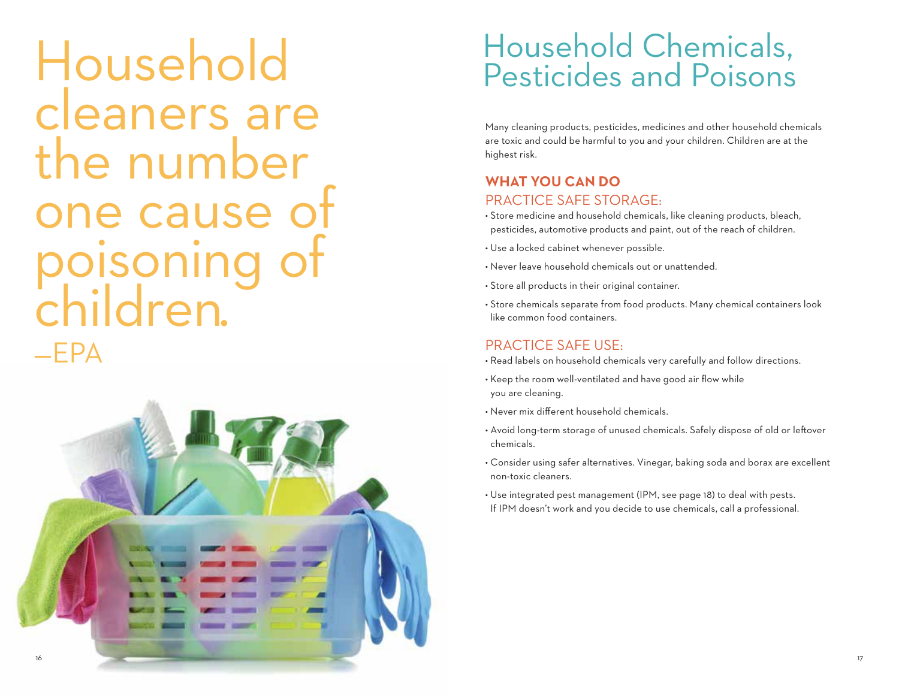Household cleaners are the number one cause of poisoning of children.
—EPA

# Household Chemicals, Pesticides and Poisons

Many cleaning products, pesticides, medicines and other household chemicals are toxic and could be harmful to you and your children. Children are at the highest risk.

## WHAT YOU CAN DO

### PRACTICE SAFE STORAGE:

- Store medicine and household chemicals, like cleaning products, bleach, pesticides, automotive products and paint, out of the reach of children.
- Use a locked cabinet whenever possible.
- Never leave household chemicals out or unattended.
- Store all products in their original container.
- Store chemicals separate from food products. Many chemical containers look like common food containers.

### PRACTICE SAFE USE:

- Read labels on household chemicals very carefully and follow directions.
- Keep the room well-ventilated and have good air flow while you are cleaning.
- Never mix different household chemicals.
- Avoid long-term storage of unused chemicals. Safely dispose of old or leftover chemicals.
- Consider using safer alternatives. Vinegar, baking soda and borax are excellent non-toxic cleaners.
- Use integrated pest management (IPM, see page 18) to deal with pests. If IPM doesn't work and you decide to use chemicals, call a professional.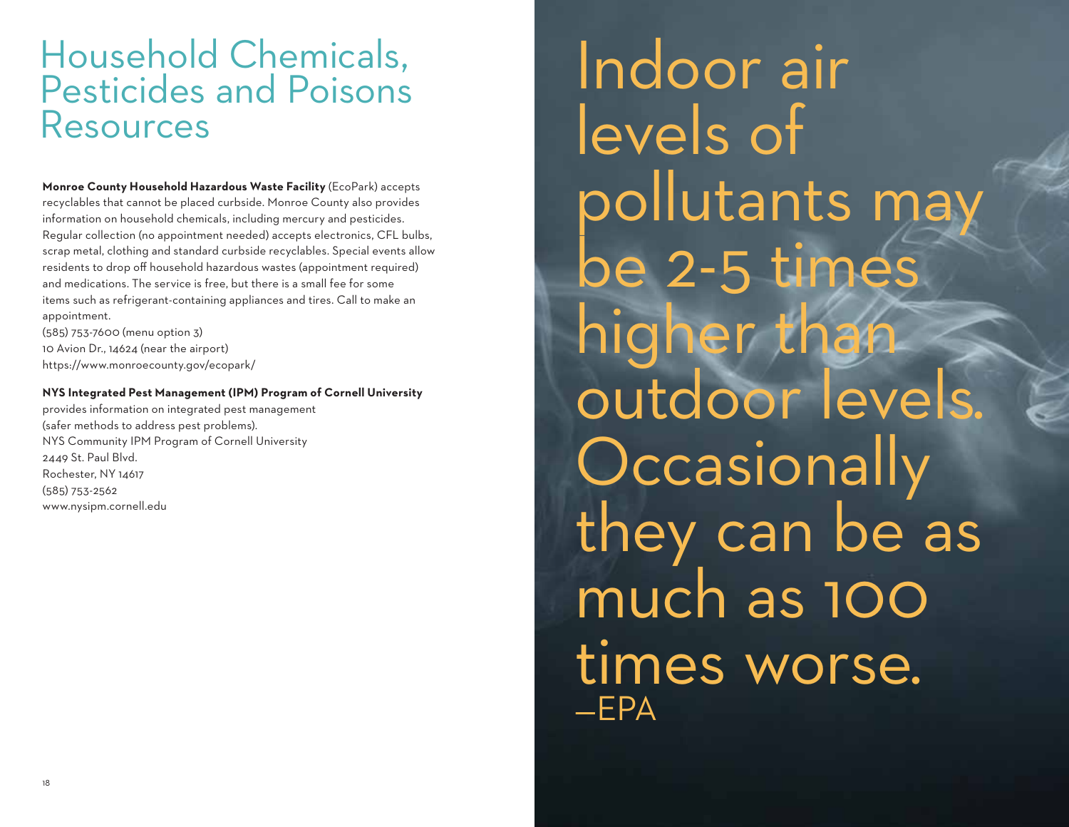# Household Chemicals, Pesticides and Poisons Resources

**Monroe County Household Hazardous Waste Facility** (EcoPark) accepts recyclables that cannot be placed curbside. Monroe County also provides information on household chemicals, including mercury and pesticides. Regular collection (no appointment needed) accepts electronics, CFL bulbs, scrap metal, clothing and standard curbside recyclables. Special events allow residents to drop off household hazardous wastes (appointment required) and medications. The service is free, but there is a small fee for some items such as refrigerant-containing appliances and tires. Call to make an appointment.
(585) 753-7600 (menu option 3)
10 Avion Dr., 14624 (near the airport)
https://www.monroecounty.gov/ecopark/

**NYS Integrated Pest Management (IPM) Program of Cornell University** provides information on integrated pest management (safer methods to address pest problems).
NYS Community IPM Program of Cornell University
2449 St. Paul Blvd.
Rochester, NY 14617
(585) 753-2562
www.nysipm.cornell.edu

Indoor air levels of pollutants may be 2-5 times higher than outdoor levels. Occasionally they can be as much as 100 times worse.
—EPA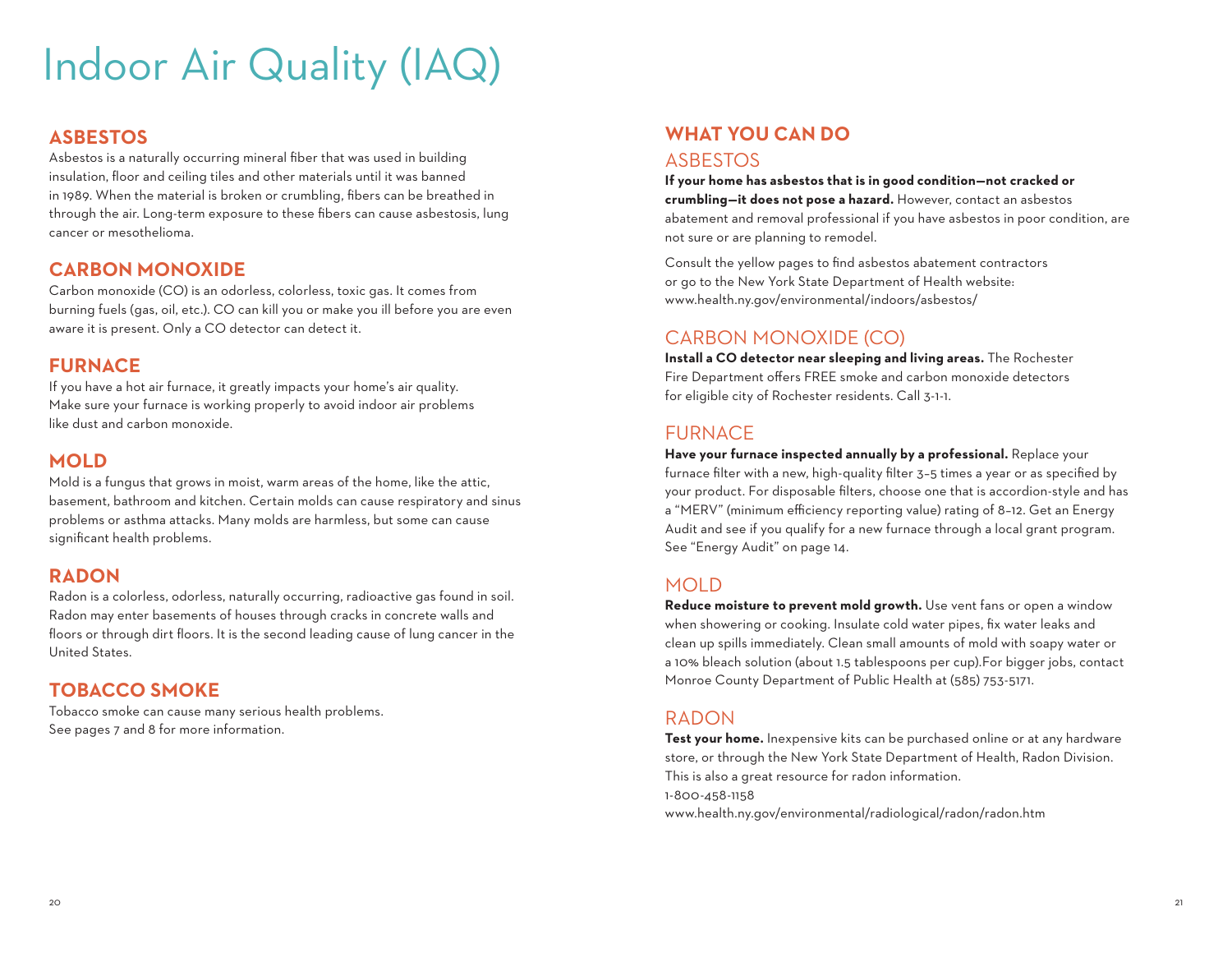# Indoor Air Quality (IAQ)

## ASBESTOS

Asbestos is a naturally occurring mineral fiber that was used in building insulation, floor and ceiling tiles and other materials until it was banned in 1989. When the material is broken or crumbling, fibers can be breathed in through the air. Long-term exposure to these fibers can cause asbestosis, lung cancer or mesothelioma.

## CARBON MONOXIDE

Carbon monoxide (CO) is an odorless, colorless, toxic gas. It comes from burning fuels (gas, oil, etc.). CO can kill you or make you ill before you are even aware it is present. Only a CO detector can detect it.

## FURNACE

If you have a hot air furnace, it greatly impacts your home's air quality. Make sure your furnace is working properly to avoid indoor air problems like dust and carbon monoxide.

## MOLD

Mold is a fungus that grows in moist, warm areas of the home, like the attic, basement, bathroom and kitchen. Certain molds can cause respiratory and sinus problems or asthma attacks. Many molds are harmless, but some can cause significant health problems.

## RADON

Radon is a colorless, odorless, naturally occurring, radioactive gas found in soil. Radon may enter basements of houses through cracks in concrete walls and floors or through dirt floors. It is the second leading cause of lung cancer in the United States.

## TOBACCO SMOKE

Tobacco smoke can cause many serious health problems. See pages 7 and 8 for more information.

## WHAT YOU CAN DO

### ASBESTOS

**If your home has asbestos that is in good condition—not cracked or crumbling—it does not pose a hazard.** However, contact an asbestos abatement and removal professional if you have asbestos in poor condition, are not sure or are planning to remodel.

Consult the yellow pages to find asbestos abatement contractors or go to the New York State Department of Health website: www.health.ny.gov/environmental/indoors/asbestos/

### CARBON MONOXIDE (CO)

**Install a CO detector near sleeping and living areas.** The Rochester Fire Department offers FREE smoke and carbon monoxide detectors for eligible city of Rochester residents. Call 3-1-1.

### FURNACE

**Have your furnace inspected annually by a professional.** Replace your furnace filter with a new, high-quality filter 3–5 times a year or as specified by your product. For disposable filters, choose one that is accordion-style and has a "MERV" (minimum efficiency reporting value) rating of 8–12. Get an Energy Audit and see if you qualify for a new furnace through a local grant program. See "Energy Audit" on page 14.

### MOLD

**Reduce moisture to prevent mold growth.** Use vent fans or open a window when showering or cooking. Insulate cold water pipes, fix water leaks and clean up spills immediately. Clean small amounts of mold with soapy water or a 10% bleach solution (about 1.5 tablespoons per cup).For bigger jobs, contact Monroe County Department of Public Health at (585) 753-5171.

### RADON

**Test your home.** Inexpensive kits can be purchased online or at any hardware store, or through the New York State Department of Health, Radon Division. This is also a great resource for radon information.
1-800-458-1158
www.health.ny.gov/environmental/radiological/radon/radon.htm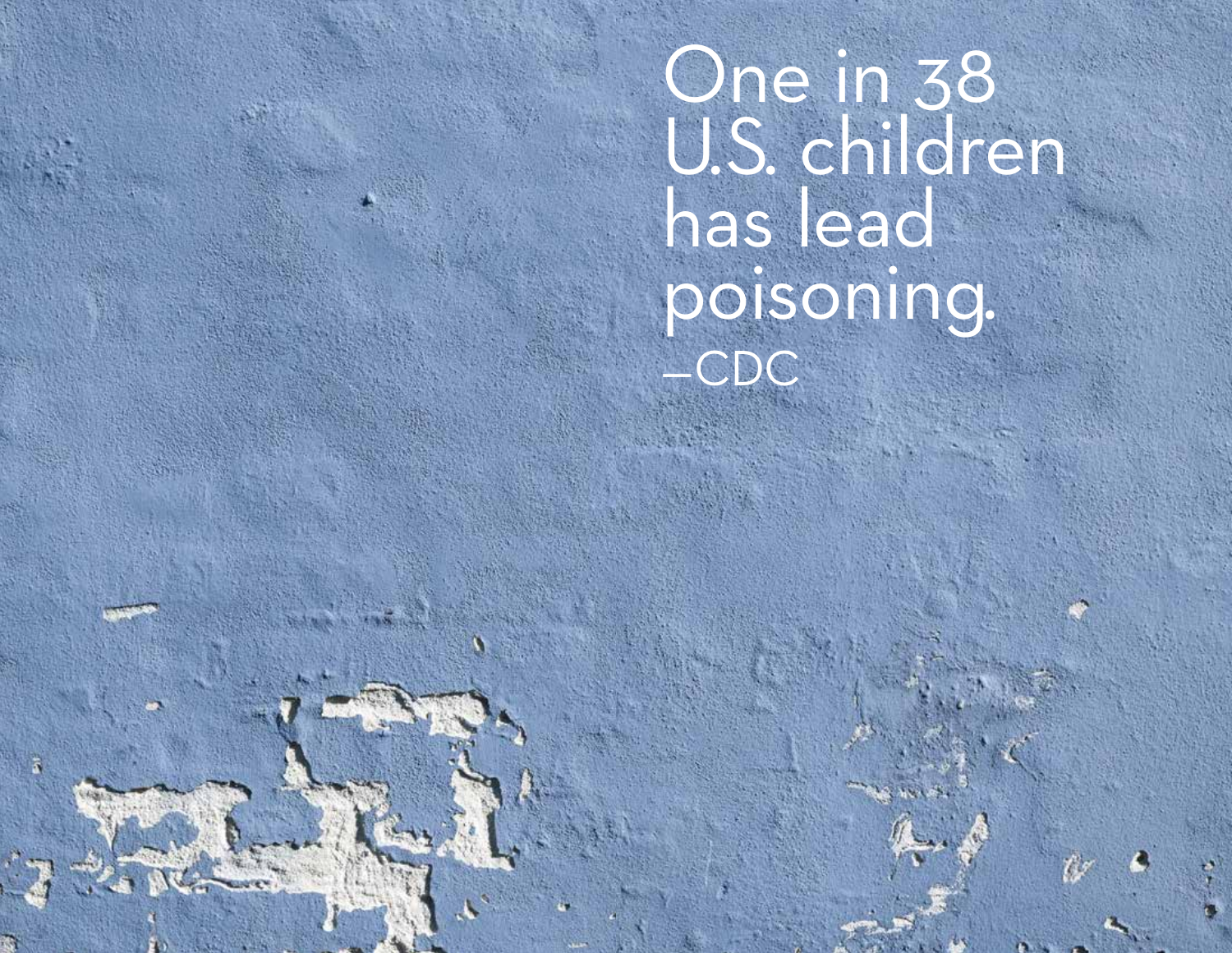One in 38 U.S. children has lead poisoning.
–CDC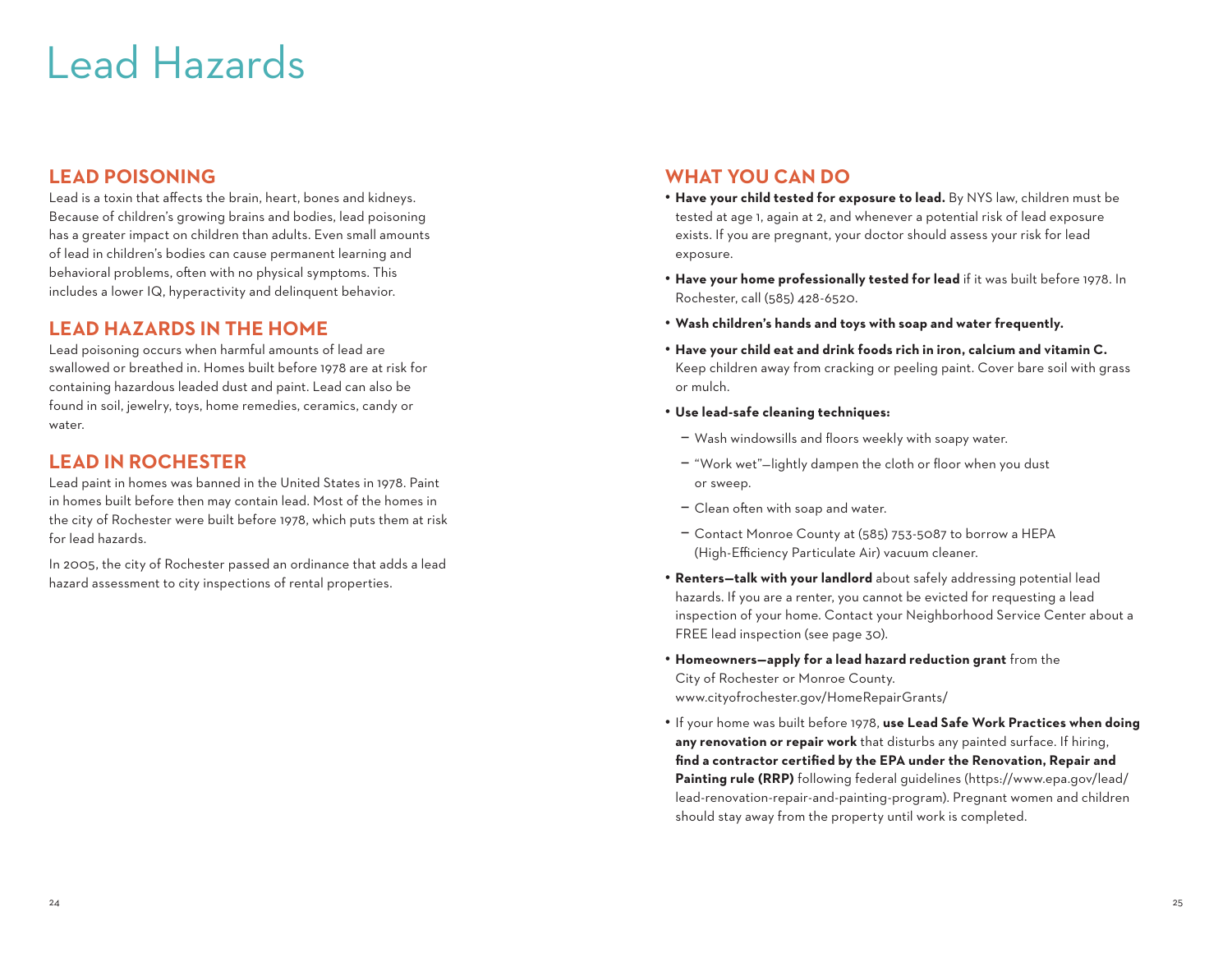# Lead Hazards

## LEAD POISONING

Lead is a toxin that affects the brain, heart, bones and kidneys. Because of children's growing brains and bodies, lead poisoning has a greater impact on children than adults. Even small amounts of lead in children's bodies can cause permanent learning and behavioral problems, often with no physical symptoms. This includes a lower IQ, hyperactivity and delinquent behavior.

## LEAD HAZARDS IN THE HOME

Lead poisoning occurs when harmful amounts of lead are swallowed or breathed in. Homes built before 1978 are at risk for containing hazardous leaded dust and paint. Lead can also be found in soil, jewelry, toys, home remedies, ceramics, candy or water.

## LEAD IN ROCHESTER

Lead paint in homes was banned in the United States in 1978. Paint in homes built before then may contain lead. Most of the homes in the city of Rochester were built before 1978, which puts them at risk for lead hazards.

In 2005, the city of Rochester passed an ordinance that adds a lead hazard assessment to city inspections of rental properties.

## WHAT YOU CAN DO

- **Have your child tested for exposure to lead.** By NYS law, children must be tested at age 1, again at 2, and whenever a potential risk of lead exposure exists. If you are pregnant, your doctor should assess your risk for lead exposure.
- **Have your home professionally tested for lead** if it was built before 1978. In Rochester, call (585) 428-6520.
- **Wash children's hands and toys with soap and water frequently.**
- **Have your child eat and drink foods rich in iron, calcium and vitamin C.** Keep children away from cracking or peeling paint. Cover bare soil with grass or mulch.
- **Use lead-safe cleaning techniques:**
  - Wash windowsills and floors weekly with soapy water.
  - "Work wet"—lightly dampen the cloth or floor when you dust or sweep.
  - Clean often with soap and water.
  - Contact Monroe County at (585) 753-5087 to borrow a HEPA (High-Efficiency Particulate Air) vacuum cleaner.
- **Renters—talk with your landlord** about safely addressing potential lead hazards. If you are a renter, you cannot be evicted for requesting a lead inspection of your home. Contact your Neighborhood Service Center about a FREE lead inspection (see page 30).
- **Homeowners—apply for a lead hazard reduction grant** from the City of Rochester or Monroe County. www.cityofrochester.gov/HomeRepairGrants/
- If your home was built before 1978, **use Lead Safe Work Practices when doing any renovation or repair work** that disturbs any painted surface. If hiring, **find a contractor certified by the EPA under the Renovation, Repair and Painting rule (RRP)** following federal guidelines (https://www.epa.gov/lead/lead-renovation-repair-and-painting-program). Pregnant women and children should stay away from the property until work is completed.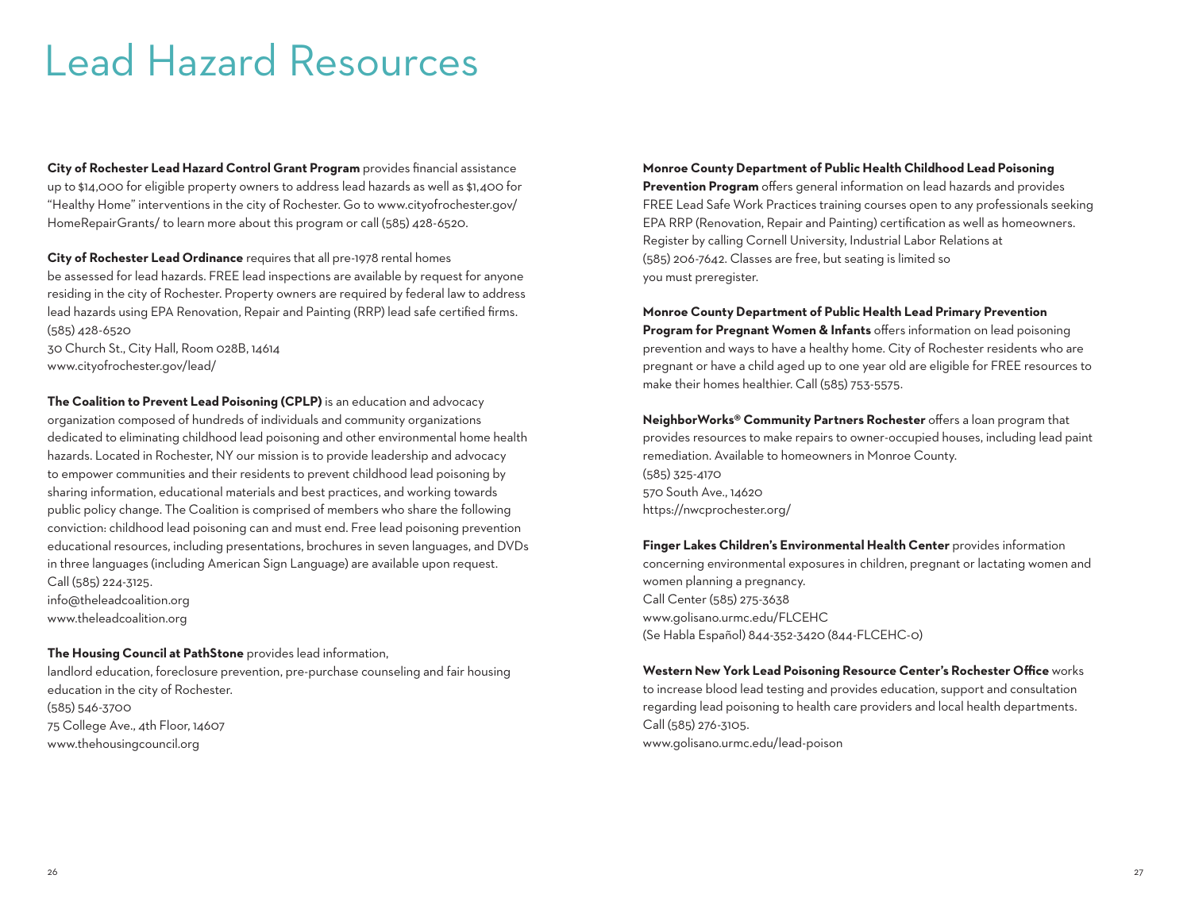# Lead Hazard Resources

**City of Rochester Lead Hazard Control Grant Program** provides financial assistance up to $14,000 for eligible property owners to address lead hazards as well as $1,400 for "Healthy Home" interventions in the city of Rochester. Go to www.cityofrochester.gov/HomeRepairGrants/ to learn more about this program or call (585) 428-6520.

**City of Rochester Lead Ordinance** requires that all pre-1978 rental homes be assessed for lead hazards. FREE lead inspections are available by request for anyone residing in the city of Rochester. Property owners are required by federal law to address lead hazards using EPA Renovation, Repair and Painting (RRP) lead safe certified firms.
(585) 428-6520
30 Church St., City Hall, Room 028B, 14614
www.cityofrochester.gov/lead/

**The Coalition to Prevent Lead Poisoning (CPLP)** is an education and advocacy organization composed of hundreds of individuals and community organizations dedicated to eliminating childhood lead poisoning and other environmental home health hazards. Located in Rochester, NY our mission is to provide leadership and advocacy to empower communities and their residents to prevent childhood lead poisoning by sharing information, educational materials and best practices, and working towards public policy change. The Coalition is comprised of members who share the following conviction: childhood lead poisoning can and must end. Free lead poisoning prevention educational resources, including presentations, brochures in seven languages, and DVDs in three languages (including American Sign Language) are available upon request.
Call (585) 224-3125.
info@theleadcoalition.org
www.theleadcoalition.org

**The Housing Council at PathStone** provides lead information, landlord education, foreclosure prevention, pre-purchase counseling and fair housing education in the city of Rochester.
(585) 546-3700
75 College Ave., 4th Floor, 14607
www.thehousingcouncil.org

**Monroe County Department of Public Health Childhood Lead Poisoning Prevention Program** offers general information on lead hazards and provides FREE Lead Safe Work Practices training courses open to any professionals seeking EPA RRP (Renovation, Repair and Painting) certification as well as homeowners. Register by calling Cornell University, Industrial Labor Relations at (585) 206-7642. Classes are free, but seating is limited so you must preregister.

**Monroe County Department of Public Health Lead Primary Prevention Program for Pregnant Women & Infants** offers information on lead poisoning prevention and ways to have a healthy home. City of Rochester residents who are pregnant or have a child aged up to one year old are eligible for FREE resources to make their homes healthier. Call (585) 753-5575.

**NeighborWorks® Community Partners Rochester** offers a loan program that provides resources to make repairs to owner-occupied houses, including lead paint remediation. Available to homeowners in Monroe County.
(585) 325-4170
570 South Ave., 14620
https://nwcprochester.org/

**Finger Lakes Children's Environmental Health Center** provides information concerning environmental exposures in children, pregnant or lactating women and women planning a pregnancy.
Call Center (585) 275-3638
www.golisano.urmc.edu/FLCEHC
(Se Habla Español) 844-352-3420 (844-FLCEHC-0)

**Western New York Lead Poisoning Resource Center's Rochester Office** works to increase blood lead testing and provides education, support and consultation regarding lead poisoning to health care providers and local health departments.
Call (585) 276-3105.
www.golisano.urmc.edu/lead-poison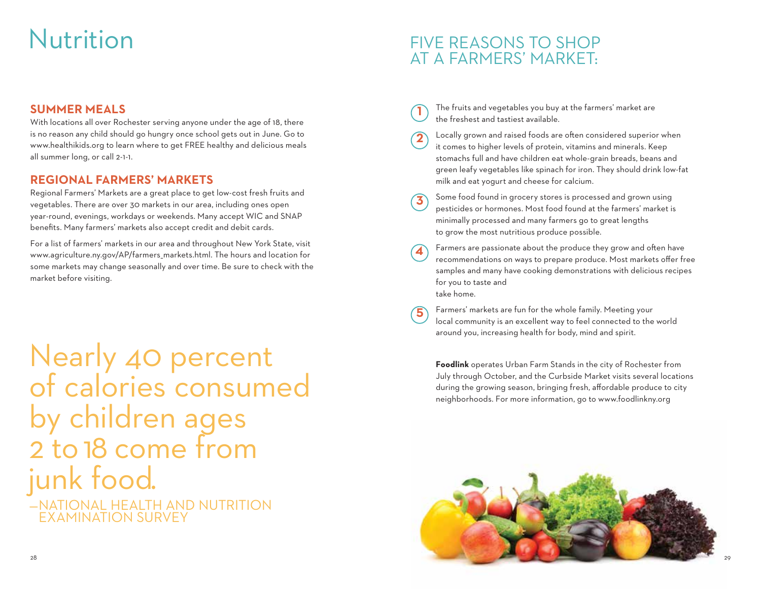# Nutrition

## SUMMER MEALS

With locations all over Rochester serving anyone under the age of 18, there is no reason any child should go hungry once school gets out in June. Go to www.healthikids.org to learn where to get FREE healthy and delicious meals all summer long, or call 2-1-1.

## REGIONAL FARMERS' MARKETS

Regional Farmers' Markets are a great place to get low-cost fresh fruits and vegetables. There are over 30 markets in our area, including ones open year-round, evenings, workdays or weekends. Many accept WIC and SNAP benefits. Many farmers' markets also accept credit and debit cards.

For a list of farmers' markets in our area and throughout New York State, visit www.agriculture.ny.gov/AP/farmers_markets.html. The hours and location for some markets may change seasonally and over time. Be sure to check with the market before visiting.

> Nearly 40 percent of calories consumed by children ages 2 to 18 come from junk food.
>
> —NATIONAL HEALTH AND NUTRITION EXAMINATION SURVEY

## FIVE REASONS TO SHOP AT A FARMERS' MARKET:

1. The fruits and vegetables you buy at the farmers' market are the freshest and tastiest available.
2. Locally grown and raised foods are often considered superior when it comes to higher levels of protein, vitamins and minerals. Keep stomachs full and have children eat whole-grain breads, beans and green leafy vegetables like spinach for iron. They should drink low-fat milk and eat yogurt and cheese for calcium.
3. Some food found in grocery stores is processed and grown using pesticides or hormones. Most food found at the farmers' market is minimally processed and many farmers go to great lengths to grow the most nutritious produce possible.
4. Farmers are passionate about the produce they grow and often have recommendations on ways to prepare produce. Most markets offer free samples and many have cooking demonstrations with delicious recipes for you to taste and take home.
5. Farmers' markets are fun for the whole family. Meeting your local community is an excellent way to feel connected to the world around you, increasing health for body, mind and spirit.

**Foodlink** operates Urban Farm Stands in the city of Rochester from July through October, and the Curbside Market visits several locations during the growing season, bringing fresh, affordable produce to city neighborhoods. For more information, go to www.foodlinkny.org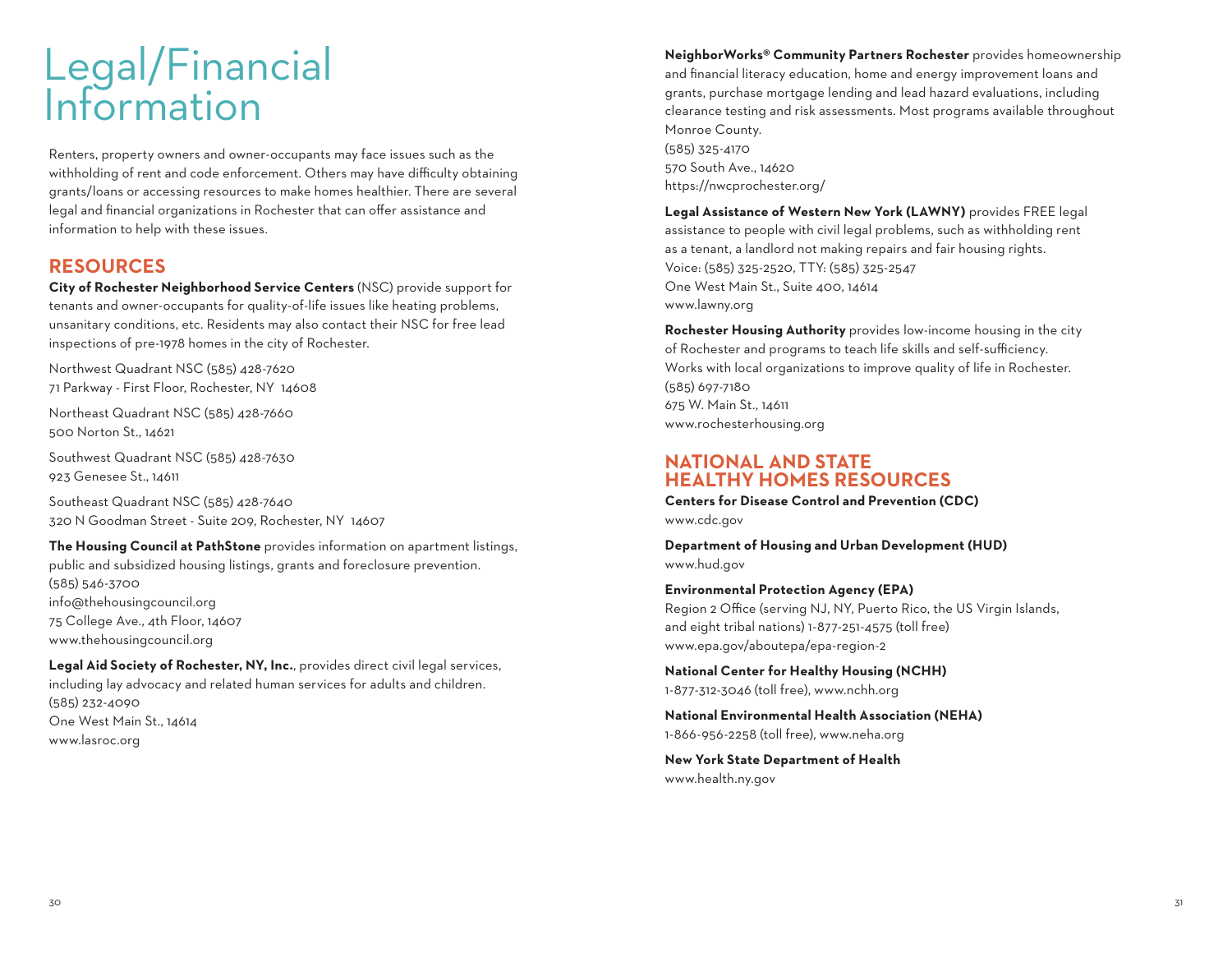# Legal/Financial Information

Renters, property owners and owner-occupants may face issues such as the withholding of rent and code enforcement. Others may have difficulty obtaining grants/loans or accessing resources to make homes healthier. There are several legal and financial organizations in Rochester that can offer assistance and information to help with these issues.

## RESOURCES

**City of Rochester Neighborhood Service Centers** (NSC) provide support for tenants and owner-occupants for quality-of-life issues like heating problems, unsanitary conditions, etc. Residents may also contact their NSC for free lead inspections of pre-1978 homes in the city of Rochester.

Northwest Quadrant NSC (585) 428-7620
71 Parkway - First Floor, Rochester, NY 14608

Northeast Quadrant NSC (585) 428-7660
500 Norton St., 14621

Southwest Quadrant NSC (585) 428-7630
923 Genesee St., 14611

Southeast Quadrant NSC (585) 428-7640
320 N Goodman Street - Suite 209, Rochester, NY 14607

**The Housing Council at PathStone** provides information on apartment listings, public and subsidized housing listings, grants and foreclosure prevention.
(585) 546-3700
info@thehousingcouncil.org
75 College Ave., 4th Floor, 14607
www.thehousingcouncil.org

**Legal Aid Society of Rochester, NY, Inc.**, provides direct civil legal services, including lay advocacy and related human services for adults and children.
(585) 232-4090
One West Main St., 14614
www.lasroc.org

**NeighborWorks® Community Partners Rochester** provides homeownership and financial literacy education, home and energy improvement loans and grants, purchase mortgage lending and lead hazard evaluations, including clearance testing and risk assessments. Most programs available throughout Monroe County.
(585) 325-4170
570 South Ave., 14620
https://nwcprochester.org/

**Legal Assistance of Western New York (LAWNY)** provides FREE legal assistance to people with civil legal problems, such as withholding rent as a tenant, a landlord not making repairs and fair housing rights.
Voice: (585) 325-2520, TTY: (585) 325-2547
One West Main St., Suite 400, 14614
www.lawny.org

**Rochester Housing Authority** provides low-income housing in the city of Rochester and programs to teach life skills and self-sufficiency. Works with local organizations to improve quality of life in Rochester.
(585) 697-7180
675 W. Main St., 14611
www.rochesterhousing.org

## NATIONAL AND STATE HEALTHY HOMES RESOURCES

**Centers for Disease Control and Prevention (CDC)**
www.cdc.gov

**Department of Housing and Urban Development (HUD)**
www.hud.gov

**Environmental Protection Agency (EPA)**
Region 2 Office (serving NJ, NY, Puerto Rico, the US Virgin Islands, and eight tribal nations) 1-877-251-4575 (toll free)
www.epa.gov/aboutepa/epa-region-2

**National Center for Healthy Housing (NCHH)**
1-877-312-3046 (toll free), www.nchh.org

**National Environmental Health Association (NEHA)**
1-866-956-2258 (toll free), www.neha.org

**New York State Department of Health**
www.health.ny.gov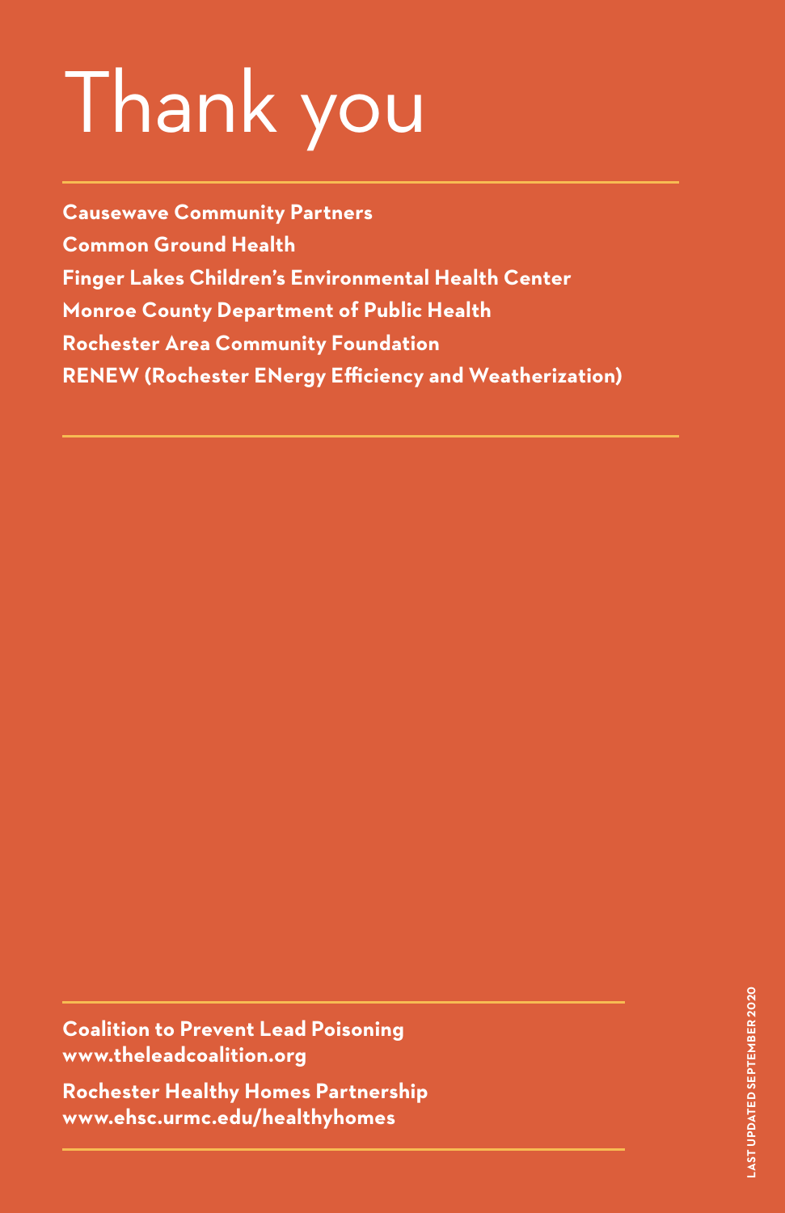# Thank you

**Causewave Community Partners**
**Common Ground Health**
**Finger Lakes Children's Environmental Health Center**
**Monroe County Department of Public Health**
**Rochester Area Community Foundation**
**RENEW (Rochester ENergy Efficiency and Weatherization)**

**Coalition to Prevent Lead Poisoning**
**www.theleadcoalition.org**

**Rochester Healthy Homes Partnership**
**www.ehsc.urmc.edu/healthyhomes**

LAST UPDATED SEPTEMBER 2020